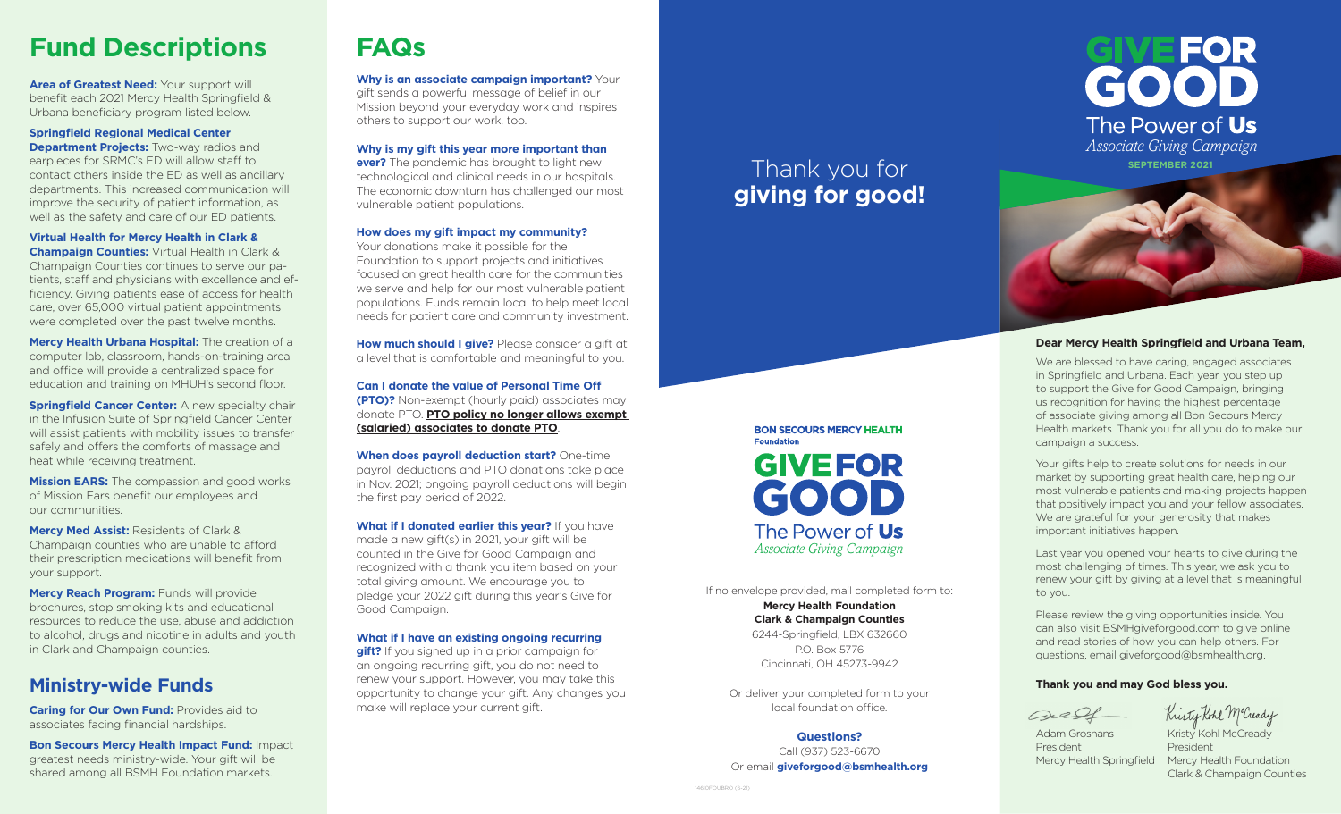# Fund Descriptions

**Area of Greatest Need:** Your support will benefit each 2021 Mercy Health Springfield & Urbana beneficiary program listed below.

**Springfield Regional Medical Center Department Projects:** Two-way radios and earpieces for SRMC's ED will allow staff to contact others inside the ED as well as ancillary departments. This increased communication will improve the security of patient information, as well as the safety and care of our ED patients.

**Virtual Health for Mercy Health in Clark & Champaign Counties:** Virtual Health in Clark & Champaign Counties continues to serve our patients, staff and physicians with excellence and efficiency. Giving patients ease of access for health care, over 65,000 virtual patient appointments were completed over the past twelve months.

**Mercy Health Urbana Hospital:** The creation of a computer lab, classroom, hands-on-training area and office will provide a centralized space for education and training on MHUH's second floor.

**Springfield Cancer Center:** A new specialty chair in the Infusion Suite of Springfield Cancer Center will assist patients with mobility issues to transfer safely and offers the comforts of massage and heat while receiving treatment.

**Mission EARS:** The compassion and good works of Mission Ears benefit our employees and our communities.

**Mercy Med Assist:** Residents of Clark & Champaign counties who are unable to afford their prescription medications will benefit from your support.

**Mercy Reach Program:** Funds will provide brochures, stop smoking kits and educational resources to reduce the use, abuse and addiction to alcohol, drugs and nicotine in adults and youth in Clark and Champaign counties.

## Ministry-wide Funds

**Caring for Our Own Fund:** Provides aid to associates facing financial hardships.

**Bon Secours Mercy Health Impact Fund:** Impact greatest needs ministry-wide. Your gift will be shared among all BSMH Foundation markets.

# FAQs

**Why is an associate campaign important?** Your gift sends a powerful message of belief in our Mission beyond your everyday work and inspires others to support our work, too.

**Why is my gift this year more important than ever?** The pandemic has brought to light new technological and clinical needs in our hospitals. The economic downturn has challenged our most vulnerable patient populations.

**How does my gift impact my community?** Your donations make it possible for the Foundation to support projects and initiatives focused on great health care for the communities we serve and help for our most vulnerable patient populations. Funds remain local to help meet local needs for patient care and community investment.

**How much should I give?** Please consider a gift at a level that is comfortable and meaningful to you.

**Can I donate the value of Personal Time Off (PTO)?** Non-exempt (hourly paid) associates may donate PTO. **PTO policy no longer allows exempt (salaried) associates to donate PTO**.

**When does payroll deduction start?** One-time payroll deductions and PTO donations take place in Nov. 2021; ongoing payroll deductions will begin the first pay period of 2022.

**What if I donated earlier this year?** If you have made a new gift(s) in 2021, your gift will be counted in the Give for Good Campaign and recognized with a thank you item based on your total giving amount. We encourage you to pledge your 2022 gift during this year's Give for Good Campaign.

**What if I have an existing ongoing recurring gift?** If you signed up in a prior campaign for an ongoing recurring gift, you do not need to renew your support. However, you may take this opportunity to change your gift. Any changes you make will replace your current gift.

Thank you for **giving for good!**

**BON SECOURS MERCY HEALTH Foundation**

**GIVE FOR GOOD**
The Power of **Us**
*Associate Giving Campaign*

If no envelope provided, mail completed form to:
**Mercy Health Foundation**
**Clark & Champaign Counties**
6244-Springfield, LBX 632660
P.O. Box 5776
Cincinnati, OH 45273-9942

Or deliver your completed form to your local foundation office.

**Questions?**
Call (937) 523-6670
Or email **giveforgood@bsmhealth.org**

1481DFOUBRO (6-21)

# GIVE FOR GOOD
The Power of **Us**
*Associate Giving Campaign*
**SEPTEMBER 2021**

**Dear Mercy Health Springfield and Urbana Team,**

We are blessed to have caring, engaged associates in Springfield and Urbana. Each year, you step up to support the Give for Good Campaign, bringing us recognition for having the highest percentage of associate giving among all Bon Secours Mercy Health markets. Thank you for all you do to make our campaign a success.

Your gifts help to create solutions for needs in our market by supporting great health care, helping our most vulnerable patients and making projects happen that positively impact you and your fellow associates. We are grateful for your generosity that makes important initiatives happen.

Last year you opened your hearts to give during the most challenging of times. This year, we ask you to renew your gift by giving at a level that is meaningful to you.

Please review the giving opportunities inside. You can also visit BSMHgiveforgood.com to give online and read stories of how you can help others. For questions, email giveforgood@bsmhealth.org.

**Thank you and may God bless you.**

Adam Groshans
President
Mercy Health Springfield

Kristy Kohl McCready
President
Mercy Health Foundation
Clark & Champaign Counties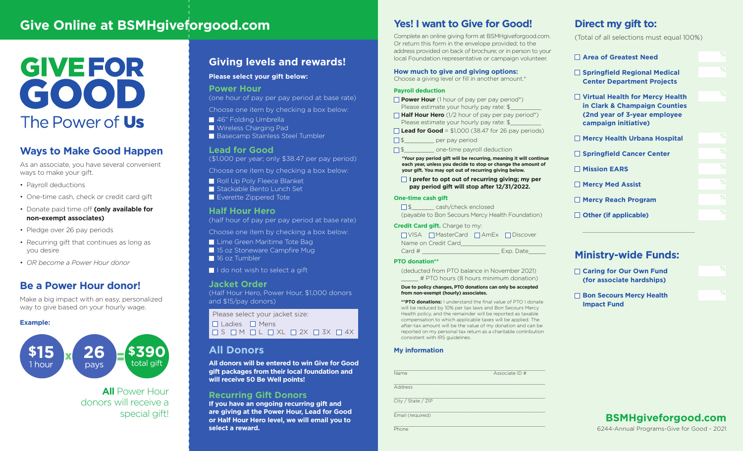# Give Online at BSMHgiveforgood.com

# GIVE FOR GOOD
The Power of **Us**

## Ways to Make Good Happen

As an associate, you have several convenient ways to make your gift.

- Payroll deductions
- One-time cash, check or credit card gift
- Donate paid time off **(only available for non-exempt associates)**
- Pledge over 26 pay periods
- Recurring gift that continues as long as you desire
- *OR become a Power Hour donor*

## Be a Power Hour donor!

Make a big impact with an easy, personalized way to give based on your hourly wage.

**Example:**

$15 (1 hour) x 26 (pays) = $390 (total gift)

**All** Power Hour donors will receive a special gift!

## Giving levels and rewards!

**Please select your gift below:**

### Power Hour

(one hour of pay per pay period at base rate)

Choose one item by checking a box below:

- 46" Folding Umbrella
- Wireless Charging Pad
- Basecamp Stainless Steel Tumbler

### Lead for Good

($1,000 per year; only $38.47 per pay period)

Choose one item by checking a box below:

- Roll Up Poly Fleece Blanket
- Stackable Bento Lunch Set
- Everette Zippered Tote

### Half Hour Hero

(half hour of pay per pay period at base rate)

Choose one item by checking a box below:

- Lime Green Maritime Tote Bag
- 15 oz Stoneware Campfire Mug
- 16 oz Tumbler
- I do not wish to select a gift

### Jacket Order

(Half Hour Hero, Power Hour, $1,000 donors and $15/pay donors)

Please select your jacket size:
☐ Ladies ☐ Mens
☐ S ☐ M ☐ L ☐ XL ☐ 2X ☐ 3X ☐ 4X

## All Donors

**All donors will be entered to win Give for Good gift packages from their local foundation and will receive 50 Be Well points!**

### Recurring Gift Donors

**If you have an ongoing recurring gift and are giving at the Power Hour, Lead for Good or Half Hour Hero level, we will email you to select a reward.**

## Yes! I want to Give for Good!

Complete an online giving form at BSMHgiveforgood.com. Or return this form in the envelope provided; to the address provided on back of brochure; or in person to your local Foundation representative or campaign volunteer.

**How much to give and giving options:**
Choose a giving level or fill in another amount.*

**Payroll deduction**

☐ **Power Hour** (1 hour of pay per pay period*)
Please estimate your hourly pay rate: $_________
☐ **Half Hour Hero** (1/2 hour of pay per pay period*)
Please estimate your hourly pay rate: $_________
☐ **Lead for Good** = $1,000 (38.47 for 26 pay periods)
☐ $_________ per pay period
☐ $_________ one-time payroll deduction

***Your pay period gift will be recurring, meaning it will continue each year, unless you decide to stop or change the amount of your gift. You may opt out of recurring giving below.**

☐ **I prefer to opt out of recurring giving; my per pay period gift will stop after 12/31/2022.**

**One-time cash gift**

☐ $_______ cash/check enclosed
(payable to Bon Secours Mercy Health Foundation)

**Credit Card gift.** Charge to my:

☐ VISA ☐ MasterCard ☐ AmEx ☐ Discover
Name on Credit Card_________________________
Card # _______________________ Exp. Date_____

**PTO donation****

(deducted from PTO balance in November 2021)
______ # PTO hours (8 hours minimum donation)

**Due to policy changes, PTO donations can only be accepted from non-exempt (hourly) associates.**

****PTO donations:** I understand the final value of PTO I donate will be reduced by 10% per tax laws and Bon Secours Mercy Health policy, and the remainder will be reported as taxable compensation to which applicable taxes will be applied. The after-tax amount will be the value of my donation and can be reported on my personal tax return as a charitable contribution consistent with IRS guidelines.

**My information**

Name ____________________ Associate ID # ____________
Address ____________________
City / State / ZIP ____________________
Email (required) ____________________
Phone ____________________

## Direct my gift to:

(Total of all selections must equal 100%)

- ☐ **Area of Greatest Need** ____%
- ☐ **Springfield Regional Medical Center Department Projects** ____%
- ☐ **Virtual Health for Mercy Health in Clark & Champaign Counties (2nd year of 3-year employee campaign initiative)** ____%
- ☐ **Mercy Health Urbana Hospital** ____%
- ☐ **Springfield Cancer Center** ____%
- ☐ **Mission EARS** ____%
- ☐ **Mercy Med Assist** ____%
- ☐ **Mercy Reach Program** ____%
- ☐ **Other (if applicable)** ____%

____________________

## Ministry-wide Funds:

- ☐ **Caring for Our Own Fund (for associate hardships)** ____%
- ☐ **Bon Secours Mercy Health Impact Fund** ____%

**BSMHgiveforgood.com**
6244-Annual Programs-Give for Good - 2021